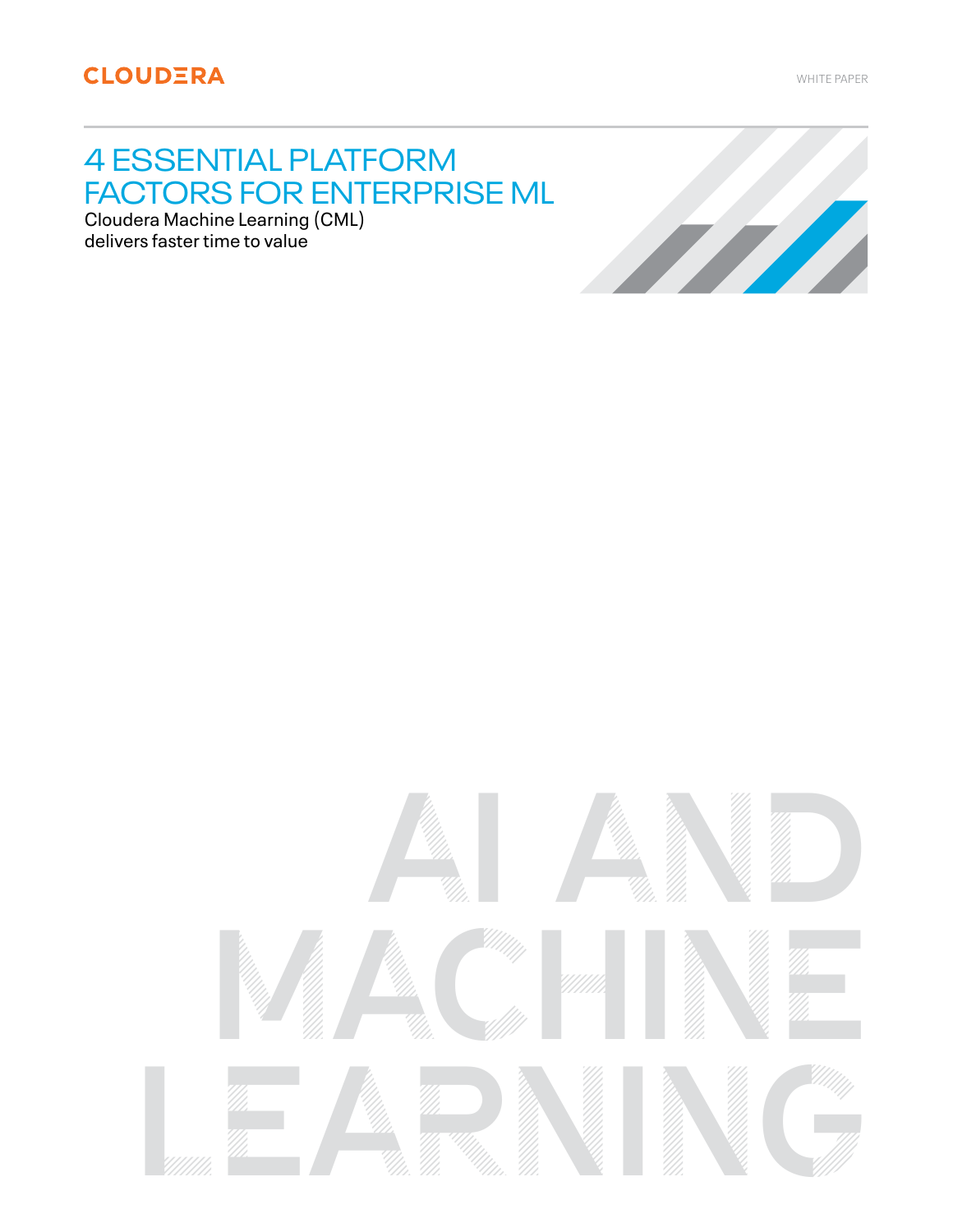CLOUDERA

WHITE PAPER

# 4 ESSENTIAL PLATFORM FACTORS FOR ENTERPRISE ML

Cloudera Machine Learning (CML) delivers faster time to value

AI AND MACHINE LEARNING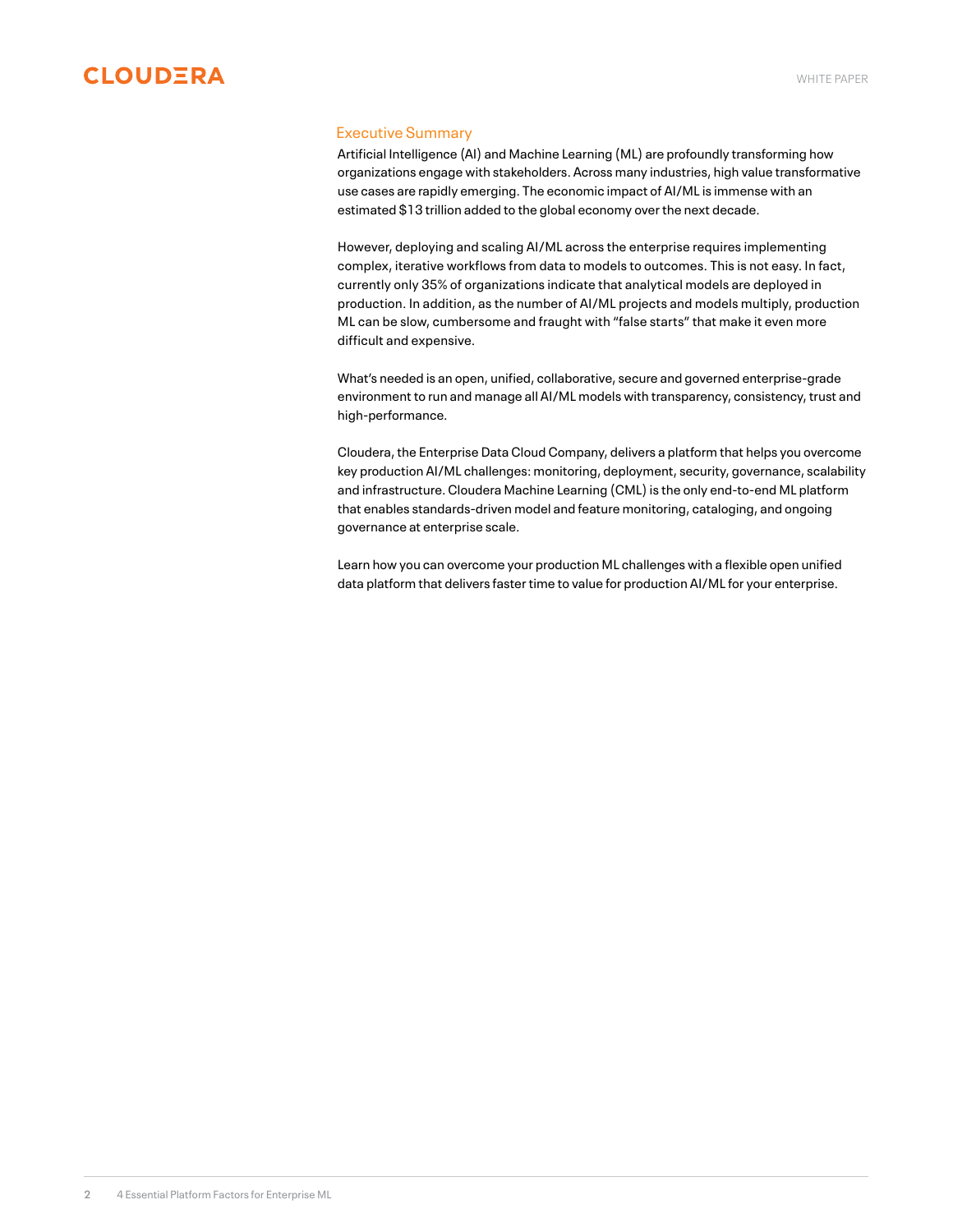## Executive Summary

Artificial Intelligence (AI) and Machine Learning (ML) are profoundly transforming how organizations engage with stakeholders. Across many industries, high value transformative use cases are rapidly emerging. The economic impact of AI/ML is immense with an estimated $13 trillion added to the global economy over the next decade.

However, deploying and scaling AI/ML across the enterprise requires implementing complex, iterative workflows from data to models to outcomes. This is not easy. In fact, currently only 35% of organizations indicate that analytical models are deployed in production. In addition, as the number of AI/ML projects and models multiply, production ML can be slow, cumbersome and fraught with "false starts" that make it even more difficult and expensive.

What's needed is an open, unified, collaborative, secure and governed enterprise-grade environment to run and manage all AI/ML models with transparency, consistency, trust and high-performance.

Cloudera, the Enterprise Data Cloud Company, delivers a platform that helps you overcome key production AI/ML challenges: monitoring, deployment, security, governance, scalability and infrastructure. Cloudera Machine Learning (CML) is the only end-to-end ML platform that enables standards-driven model and feature monitoring, cataloging, and ongoing governance at enterprise scale.

Learn how you can overcome your production ML challenges with a flexible open unified data platform that delivers faster time to value for production AI/ML for your enterprise.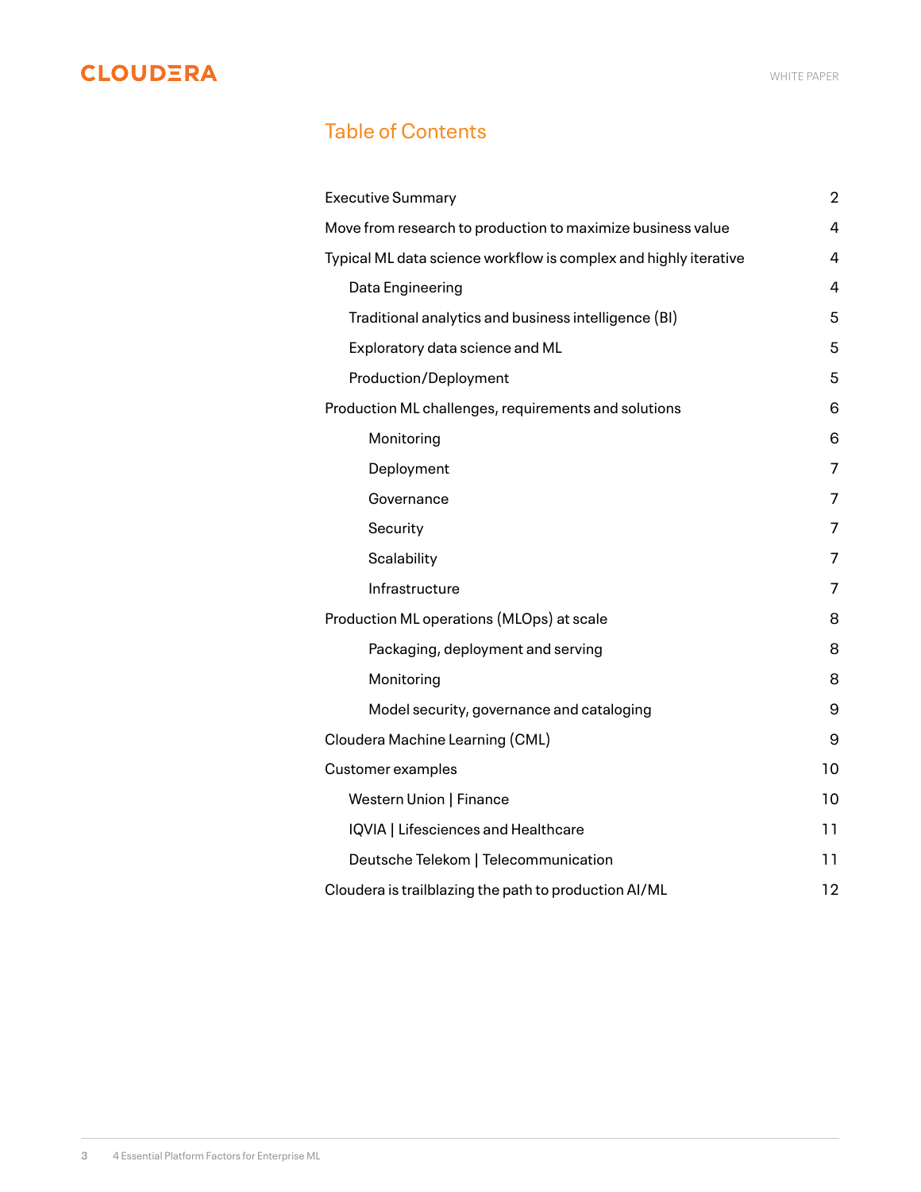## Table of Contents

| | |
|---|---|
| Executive Summary | 2 |
| Move from research to production to maximize business value | 4 |
| Typical ML data science workflow is complex and highly iterative | 4 |
| Data Engineering | 4 |
| Traditional analytics and business intelligence (BI) | 5 |
| Exploratory data science and ML | 5 |
| Production/Deployment | 5 |
| Production ML challenges, requirements and solutions | 6 |
| Monitoring | 6 |
| Deployment | 7 |
| Governance | 7 |
| Security | 7 |
| Scalability | 7 |
| Infrastructure | 7 |
| Production ML operations (MLOps) at scale | 8 |
| Packaging, deployment and serving | 8 |
| Monitoring | 8 |
| Model security, governance and cataloging | 9 |
| Cloudera Machine Learning (CML) | 9 |
| Customer examples | 10 |
| Western Union \| Finance | 10 |
| IQVIA \| Lifesciences and Healthcare | 11 |
| Deutsche Telekom \| Telecommunication | 11 |
| Cloudera is trailblazing the path to production AI/ML | 12 |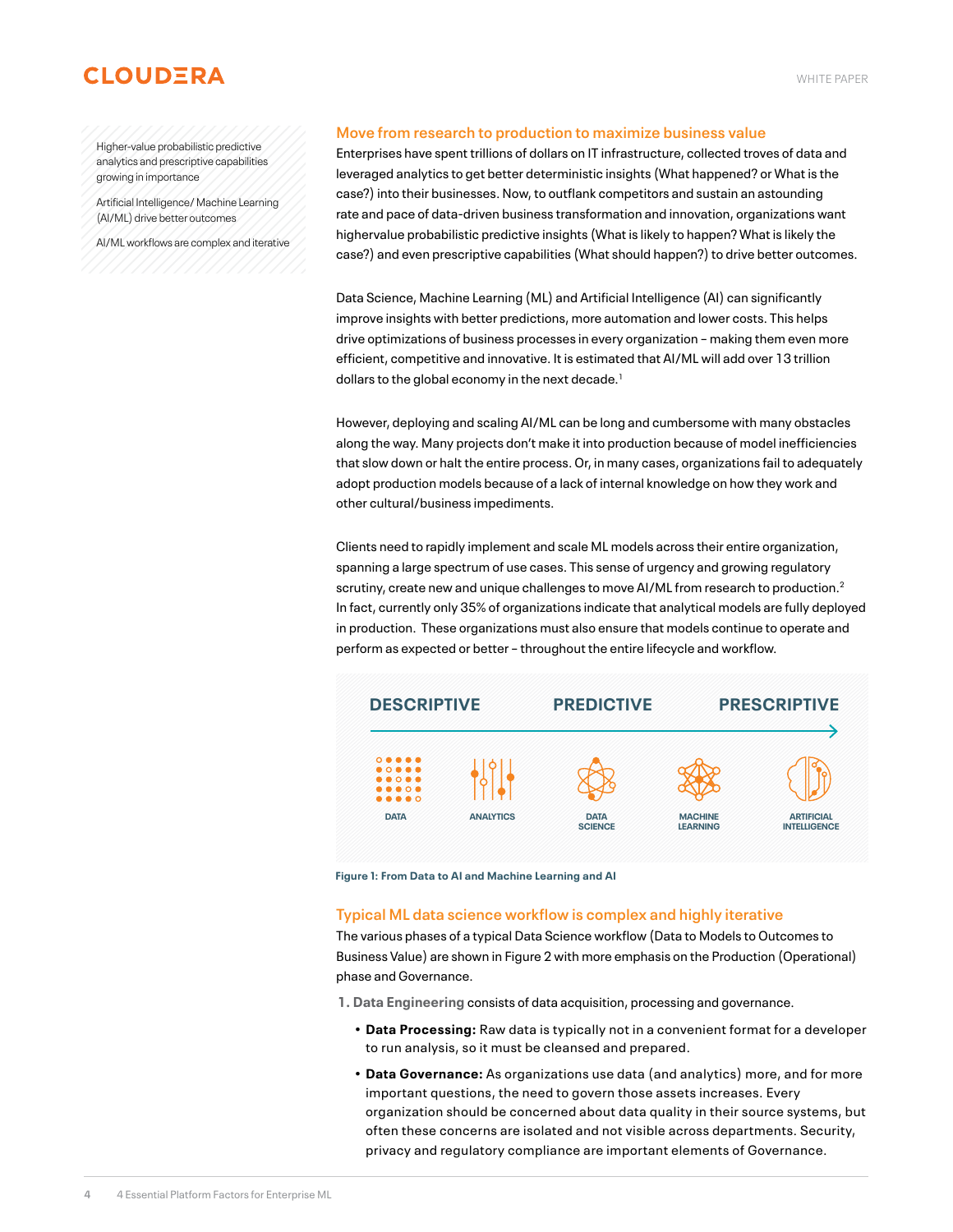Higher-value probabilistic predictive analytics and prescriptive capabilities growing in importance

Artificial Intelligence/ Machine Learning (AI/ML) drive better outcomes

AI/ML workflows are complex and iterative

## Move from research to production to maximize business value

Enterprises have spent trillions of dollars on IT infrastructure, collected troves of data and leveraged analytics to get better deterministic insights (What happened? or What is the case?) into their businesses. Now, to outflank competitors and sustain an astounding rate and pace of data-driven business transformation and innovation, organizations want highervalue probabilistic predictive insights (What is likely to happen? What is likely the case?) and even prescriptive capabilities (What should happen?) to drive better outcomes.

Data Science, Machine Learning (ML) and Artificial Intelligence (AI) can significantly improve insights with better predictions, more automation and lower costs. This helps drive optimizations of business processes in every organization – making them even more efficient, competitive and innovative. It is estimated that AI/ML will add over 13 trillion dollars to the global economy in the next decade.[1]

However, deploying and scaling AI/ML can be long and cumbersome with many obstacles along the way. Many projects don't make it into production because of model inefficiencies that slow down or halt the entire process. Or, in many cases, organizations fail to adequately adopt production models because of a lack of internal knowledge on how they work and other cultural/business impediments.

Clients need to rapidly implement and scale ML models across their entire organization, spanning a large spectrum of use cases. This sense of urgency and growing regulatory scrutiny, create new and unique challenges to move AI/ML from research to production.[2] In fact, currently only 35% of organizations indicate that analytical models are fully deployed in production. These organizations must also ensure that models continue to operate and perform as expected or better – throughout the entire lifecycle and workflow.

DESCRIPTIVE → PREDICTIVE → PRESCRIPTIVE

DATA | ANALYTICS | DATA SCIENCE | MACHINE LEARNING | ARTIFICIAL INTELLIGENCE

**Figure 1: From Data to AI and Machine Learning and AI**

## Typical ML data science workflow is complex and highly iterative

The various phases of a typical Data Science workflow (Data to Models to Outcomes to Business Value) are shown in Figure 2 with more emphasis on the Production (Operational) phase and Governance.

1. **Data Engineering** consists of data acquisition, processing and governance.
   - **Data Processing:** Raw data is typically not in a convenient format for a developer to run analysis, so it must be cleansed and prepared.
   - **Data Governance:** As organizations use data (and analytics) more, and for more important questions, the need to govern those assets increases. Every organization should be concerned about data quality in their source systems, but often these concerns are isolated and not visible across departments. Security, privacy and regulatory compliance are important elements of Governance.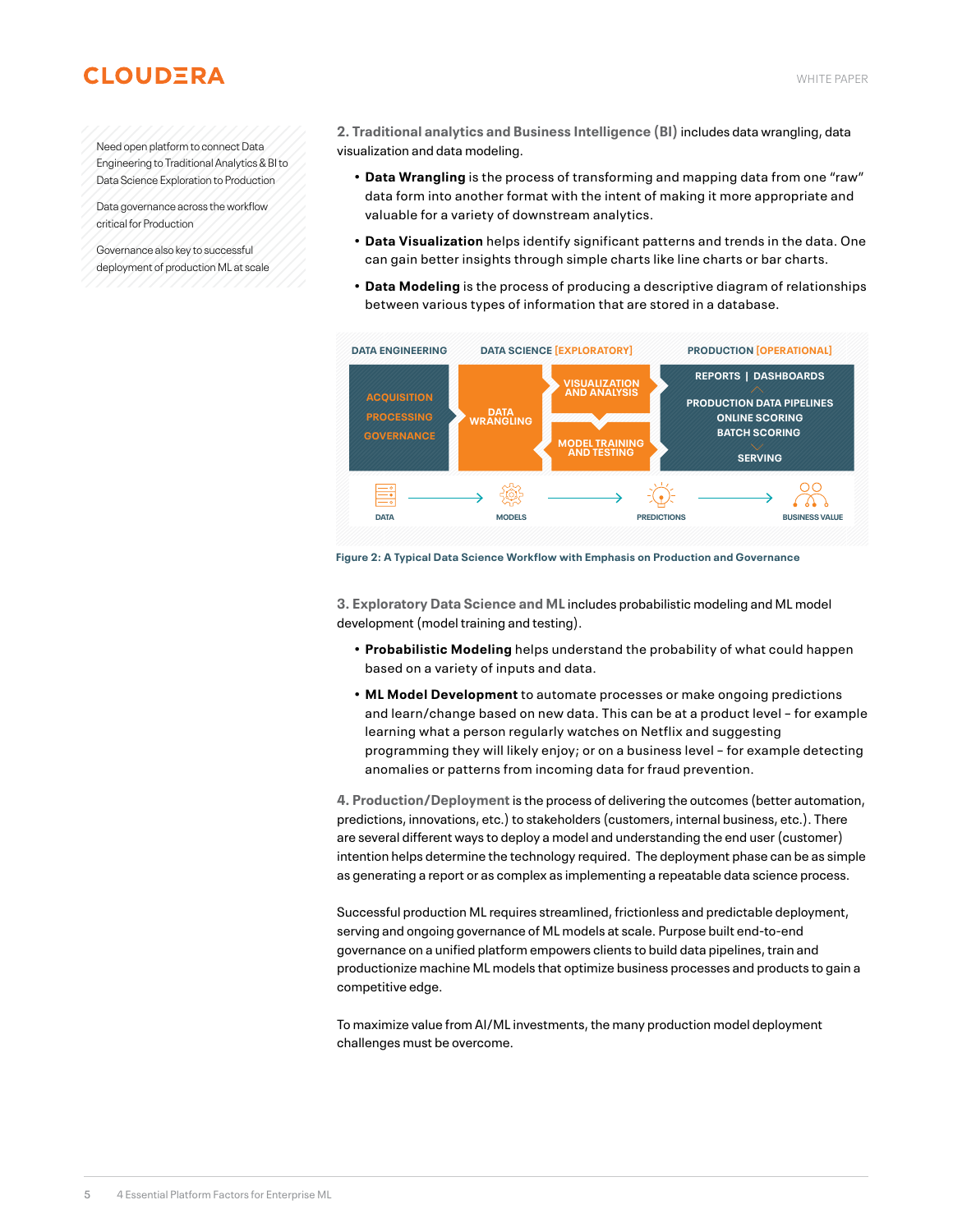Need open platform to connect Data Engineering to Traditional Analytics & BI to Data Science Exploration to Production

Data governance across the workflow critical for Production

Governance also key to successful deployment of production ML at scale

**2. Traditional analytics and Business Intelligence (BI)** includes data wrangling, data visualization and data modeling.

- **Data Wrangling** is the process of transforming and mapping data from one "raw" data form into another format with the intent of making it more appropriate and valuable for a variety of downstream analytics.
- **Data Visualization** helps identify significant patterns and trends in the data. One can gain better insights through simple charts like line charts or bar charts.
- **Data Modeling** is the process of producing a descriptive diagram of relationships between various types of information that are stored in a database.

DATA ENGINEERING | DATA SCIENCE [EXPLORATORY] | PRODUCTION [OPERATIONAL]

ACQUISITION, PROCESSING, GOVERNANCE → DATA WRANGLING → VISUALIZATION AND ANALYSIS / MODEL TRAINING AND TESTING → REPORTS | DASHBOARDS, PRODUCTION DATA PIPELINES, ONLINE SCORING, BATCH SCORING, SERVING

DATA → MODELS → PREDICTIONS → BUSINESS VALUE

Figure 2: A Typical Data Science Workflow with Emphasis on Production and Governance

**3. Exploratory Data Science and ML** includes probabilistic modeling and ML model development (model training and testing).

- **Probabilistic Modeling** helps understand the probability of what could happen based on a variety of inputs and data.
- **ML Model Development** to automate processes or make ongoing predictions and learn/change based on new data. This can be at a product level – for example learning what a person regularly watches on Netflix and suggesting programming they will likely enjoy; or on a business level – for example detecting anomalies or patterns from incoming data for fraud prevention.

**4. Production/Deployment** is the process of delivering the outcomes (better automation, predictions, innovations, etc.) to stakeholders (customers, internal business, etc.). There are several different ways to deploy a model and understanding the end user (customer) intention helps determine the technology required. The deployment phase can be as simple as generating a report or as complex as implementing a repeatable data science process.

Successful production ML requires streamlined, frictionless and predictable deployment, serving and ongoing governance of ML models at scale. Purpose built end-to-end governance on a unified platform empowers clients to build data pipelines, train and productionize machine ML models that optimize business processes and products to gain a competitive edge.

To maximize value from AI/ML investments, the many production model deployment challenges must be overcome.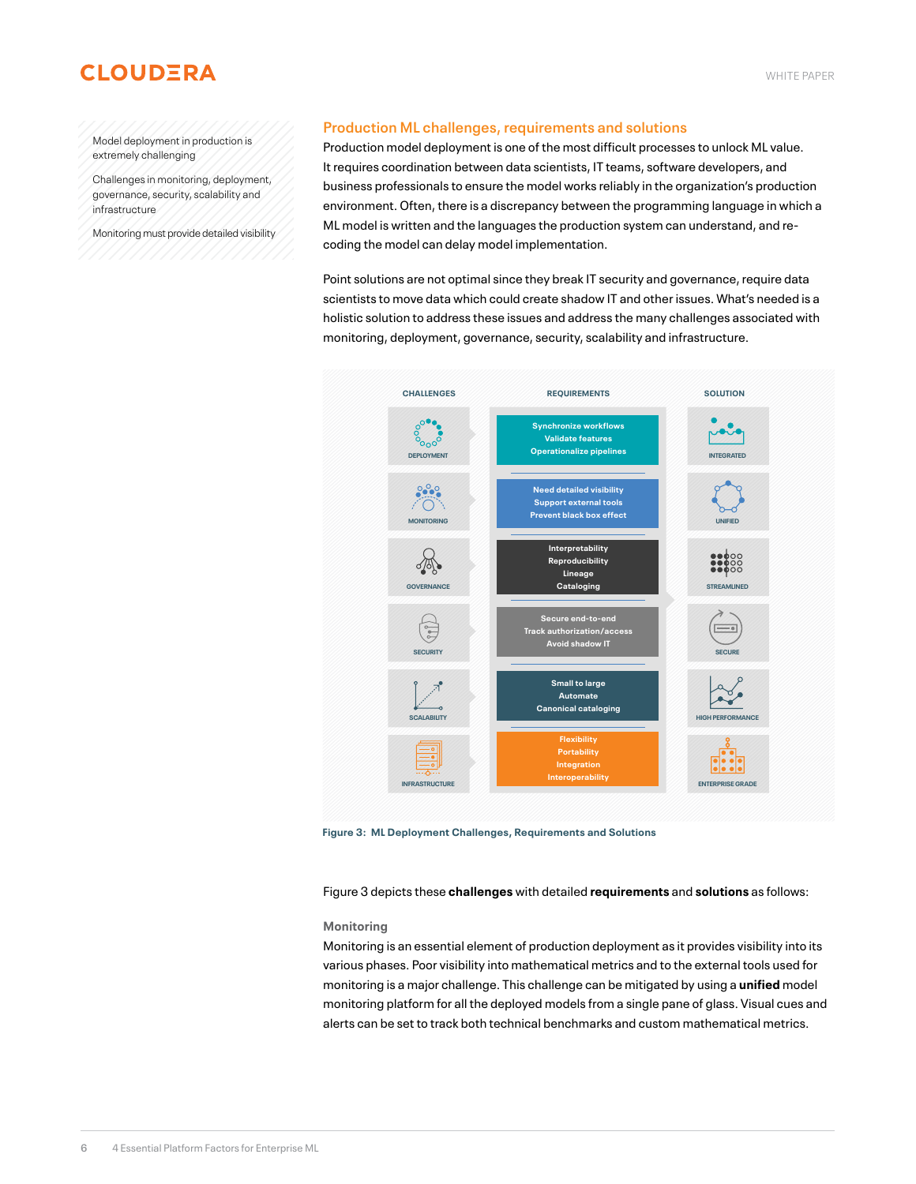Model deployment in production is extremely challenging

Challenges in monitoring, deployment, governance, security, scalability and infrastructure

Monitoring must provide detailed visibility

## Production ML challenges, requirements and solutions

Production model deployment is one of the most difficult processes to unlock ML value. It requires coordination between data scientists, IT teams, software developers, and business professionals to ensure the model works reliably in the organization's production environment. Often, there is a discrepancy between the programming language in which a ML model is written and the languages the production system can understand, and re-coding the model can delay model implementation.

Point solutions are not optimal since they break IT security and governance, require data scientists to move data which could create shadow IT and other issues. What's needed is a holistic solution to address these issues and address the many challenges associated with monitoring, deployment, governance, security, scalability and infrastructure.

| CHALLENGES | REQUIREMENTS | SOLUTION |
| --- | --- | --- |
| DEPLOYMENT | Synchronize workflows<br>Validate features<br>Operationalize pipelines | INTEGRATED |
| MONITORING | Need detailed visibility<br>Support external tools<br>Prevent black box effect | UNIFIED |
| GOVERNANCE | Interpretability<br>Reproducibility<br>Lineage<br>Cataloging | STREAMLINED |
| SECURITY | Secure end-to-end<br>Track authorization/access<br>Avoid shadow IT | SECURE |
| SCALABILITY | Small to large<br>Automate<br>Canonical cataloging | HIGH PERFORMANCE |
| INFRASTRUCTURE | Flexibility<br>Portability<br>Integration<br>Interoperability | ENTERPRISE GRADE |

**Figure 3: ML Deployment Challenges, Requirements and Solutions**

Figure 3 depicts these **challenges** with detailed **requirements** and **solutions** as follows:

### Monitoring

Monitoring is an essential element of production deployment as it provides visibility into its various phases. Poor visibility into mathematical metrics and to the external tools used for monitoring is a major challenge. This challenge can be mitigated by using a **unified** model monitoring platform for all the deployed models from a single pane of glass. Visual cues and alerts can be set to track both technical benchmarks and custom mathematical metrics.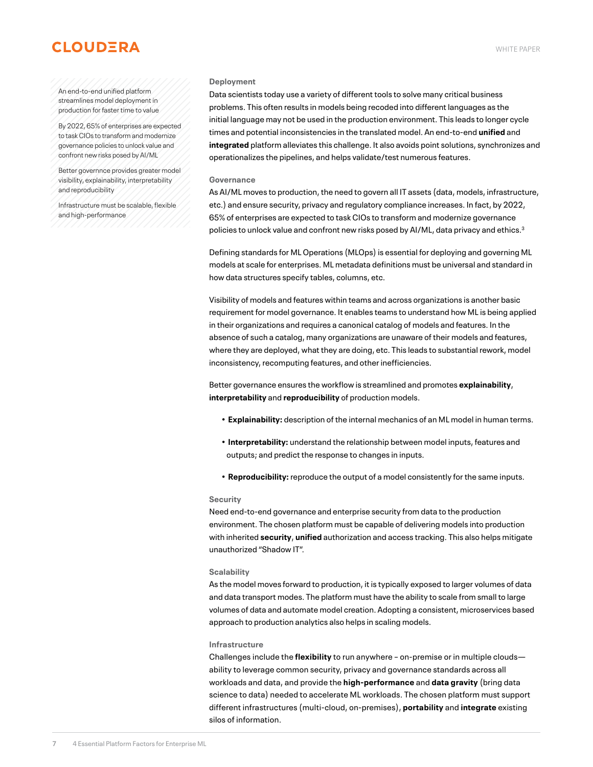An end-to-end unified platform streamlines model deployment in production for faster time to value

By 2022, 65% of enterprises are expected to task CIOs to transform and modernize governance policies to unlock value and confront new risks posed by AI/ML

Better governnce provides greater model visibility, explainability, interpretability and reproducibility

Infrastructure must be scalable, flexible and high-performance

### Deployment

Data scientists today use a variety of different tools to solve many critical business problems. This often results in models being recoded into different languages as the initial language may not be used in the production environment. This leads to longer cycle times and potential inconsistencies in the translated model. An end-to-end **unified** and **integrated** platform alleviates this challenge. It also avoids point solutions, synchronizes and operationalizes the pipelines, and helps validate/test numerous features.

### Governance

As AI/ML moves to production, the need to govern all IT assets (data, models, infrastructure, etc.) and ensure security, privacy and regulatory compliance increases. In fact, by 2022, 65% of enterprises are expected to task CIOs to transform and modernize governance policies to unlock value and confront new risks posed by AI/ML, data privacy and ethics.[3]

Defining standards for ML Operations (MLOps) is essential for deploying and governing ML models at scale for enterprises. ML metadata definitions must be universal and standard in how data structures specify tables, columns, etc.

Visibility of models and features within teams and across organizations is another basic requirement for model governance. It enables teams to understand how ML is being applied in their organizations and requires a canonical catalog of models and features. In the absence of such a catalog, many organizations are unaware of their models and features, where they are deployed, what they are doing, etc. This leads to substantial rework, model inconsistency, recomputing features, and other inefficiencies.

Better governance ensures the workflow is streamlined and promotes **explainability**, **interpretability** and **reproducibility** of production models.

- **Explainability:** description of the internal mechanics of an ML model in human terms.
- **Interpretability:** understand the relationship between model inputs, features and outputs; and predict the response to changes in inputs.
- **Reproducibility:** reproduce the output of a model consistently for the same inputs.

### Security

Need end-to-end governance and enterprise security from data to the production environment. The chosen platform must be capable of delivering models into production with inherited **security**, **unified** authorization and access tracking. This also helps mitigate unauthorized "Shadow IT".

### Scalability

As the model moves forward to production, it is typically exposed to larger volumes of data and data transport modes. The platform must have the ability to scale from small to large volumes of data and automate model creation. Adopting a consistent, microservices based approach to production analytics also helps in scaling models.

### Infrastructure

Challenges include the **flexibility** to run anywhere – on-premise or in multiple clouds—ability to leverage common security, privacy and governance standards across all workloads and data, and provide the **high-performance** and **data gravity** (bring data science to data) needed to accelerate ML workloads. The chosen platform must support different infrastructures (multi-cloud, on-premises), **portability** and **integrate** existing silos of information.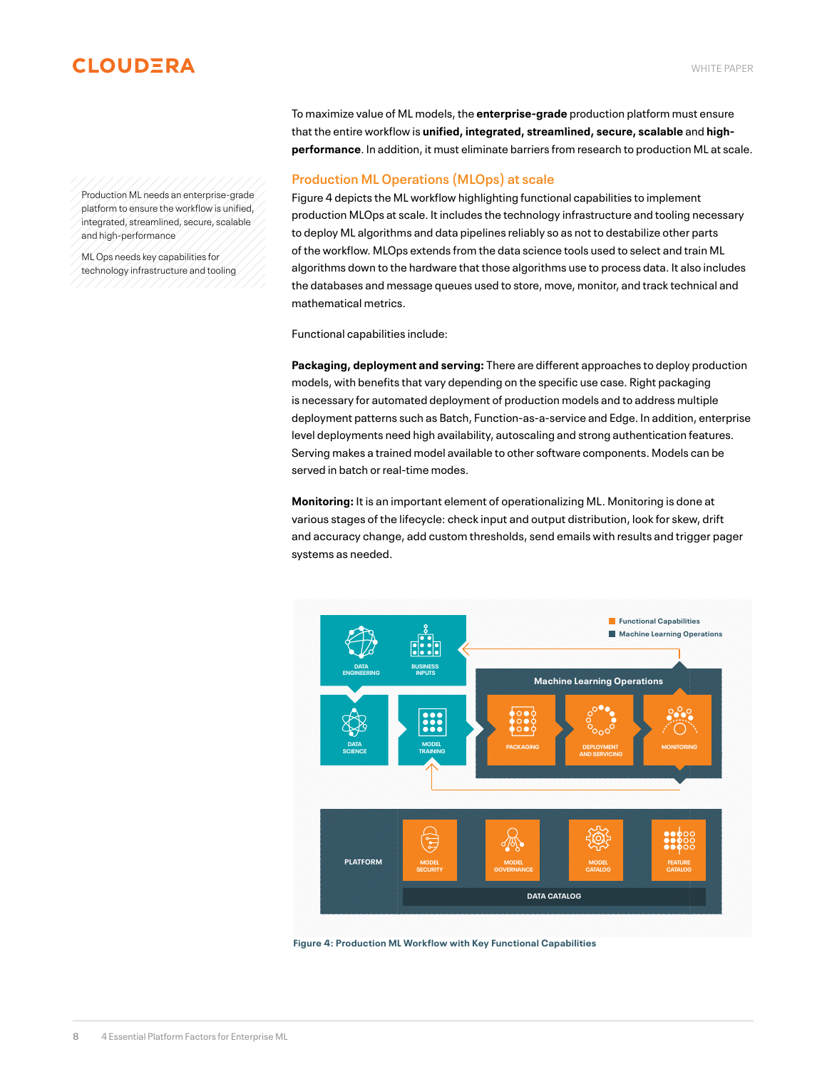To maximize value of ML models, the **enterprise-grade** production platform must ensure that the entire workflow is **unified, integrated, streamlined, secure, scalable** and **high-performance**. In addition, it must eliminate barriers from research to production ML at scale.

Production ML needs an enterprise-grade platform to ensure the workflow is unified, integrated, streamlined, secure, scalable and high-performance

ML Ops needs key capabilities for technology infrastructure and tooling

## Production ML Operations (MLOps) at scale

Figure 4 depicts the ML workflow highlighting functional capabilities to implement production MLOps at scale. It includes the technology infrastructure and tooling necessary to deploy ML algorithms and data pipelines reliably so as not to destabilize other parts of the workflow. MLOps extends from the data science tools used to select and train ML algorithms down to the hardware that those algorithms use to process data. It also includes the databases and message queues used to store, move, monitor, and track technical and mathematical metrics.

Functional capabilities include:

**Packaging, deployment and serving:** There are different approaches to deploy production models, with benefits that vary depending on the specific use case. Right packaging is necessary for automated deployment of production models and to address multiple deployment patterns such as Batch, Function-as-a-service and Edge. In addition, enterprise level deployments need high availability, autoscaling and strong authentication features. Serving makes a trained model available to other software components. Models can be served in batch or real-time modes.

**Monitoring:** It is an important element of operationalizing ML. Monitoring is done at various stages of the lifecycle: check input and output distribution, look for skew, drift and accuracy change, add custom thresholds, send emails with results and trigger pager systems as needed.

Figure 4: Production ML Workflow with Key Functional Capabilities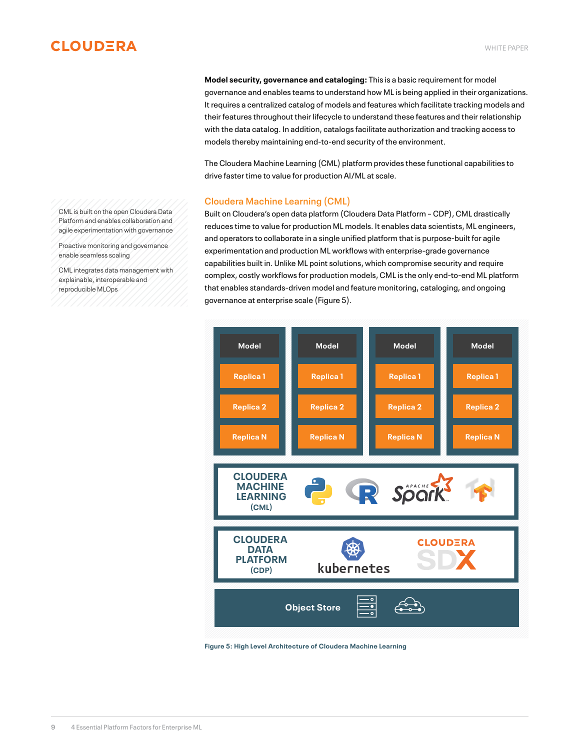**Model security, governance and cataloging:** This is a basic requirement for model governance and enables teams to understand how ML is being applied in their organizations. It requires a centralized catalog of models and features which facilitate tracking models and their features throughout their lifecycle to understand these features and their relationship with the data catalog. In addition, catalogs facilitate authorization and tracking access to models thereby maintaining end-to-end security of the environment.

The Cloudera Machine Learning (CML) platform provides these functional capabilities to drive faster time to value for production AI/ML at scale.

CML is built on the open Cloudera Data Platform and enables collaboration and agile experimentation with governance

Proactive monitoring and governance enable seamless scaling

CML integrates data management with explainable, interoperable and reproducible MLOps

## Cloudera Machine Learning (CML)

Built on Cloudera's open data platform (Cloudera Data Platform – CDP), CML drastically reduces time to value for production ML models. It enables data scientists, ML engineers, and operators to collaborate in a single unified platform that is purpose-built for agile experimentation and production ML workflows with enterprise-grade governance capabilities built in. Unlike ML point solutions, which compromise security and require complex, costly workflows for production models, CML is the only end-to-end ML platform that enables standards-driven model and feature monitoring, cataloging, and ongoing governance at enterprise scale (Figure 5).

Figure 5: High Level Architecture of Cloudera Machine Learning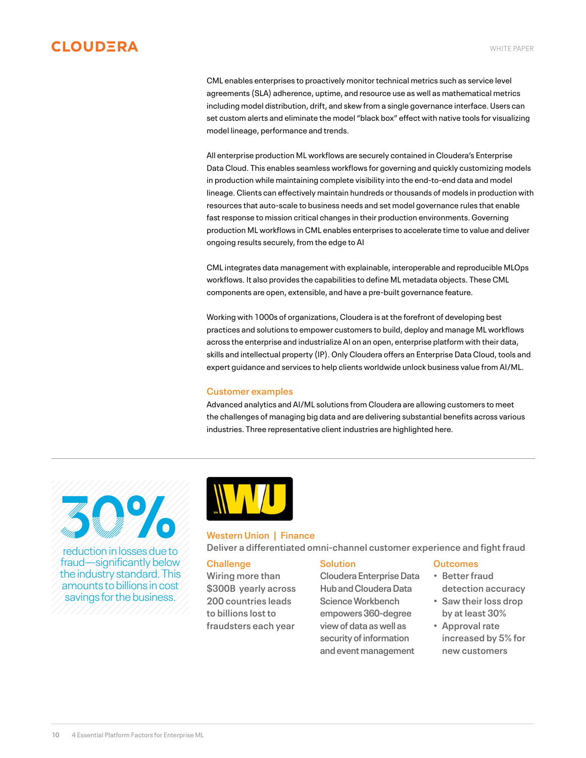CML enables enterprises to proactively monitor technical metrics such as service level agreements (SLA) adherence, uptime, and resource use as well as mathematical metrics including model distribution, drift, and skew from a single governance interface. Users can set custom alerts and eliminate the model "black box" effect with native tools for visualizing model lineage, performance and trends.

All enterprise production ML workflows are securely contained in Cloudera's Enterprise Data Cloud. This enables seamless workflows for governing and quickly customizing models in production while maintaining complete visibility into the end-to-end data and model lineage. Clients can effectively maintain hundreds or thousands of models in production with resources that auto-scale to business needs and set model governance rules that enable fast response to mission critical changes in their production environments. Governing production ML workflows in CML enables enterprises to accelerate time to value and deliver ongoing results securely, from the edge to AI

CML integrates data management with explainable, interoperable and reproducible MLOps workflows. It also provides the capabilities to define ML metadata objects. These CML components are open, extensible, and have a pre-built governance feature.

Working with 1000s of organizations, Cloudera is at the forefront of developing best practices and solutions to empower customers to build, deploy and manage ML workflows across the enterprise and industrialize AI on an open, enterprise platform with their data, skills and intellectual property (IP). Only Cloudera offers an Enterprise Data Cloud, tools and expert guidance and services to help clients worldwide unlock business value from AI/ML.

## Customer examples

Advanced analytics and AI/ML solutions from Cloudera are allowing customers to meet the challenges of managing big data and are delivering substantial benefits across various industries. Three representative client industries are highlighted here.

---

**30%**

reduction in losses due to fraud—significantly below the industry standard. This amounts to billions in cost savings for the business.

### Western Union | Finance

Deliver a differentiated omni-channel customer experience and fight fraud

**Challenge**

Wiring more than $300B yearly across 200 countries leads to billions lost to fraudsters each year

**Solution**

Cloudera Enterprise Data Hub and Cloudera Data Science Workbench empowers 360-degree view of data as well as security of information and event management

**Outcomes**

- Better fraud detection accuracy
- Saw their loss drop by at least 30%
- Approval rate increased by 5% for new customers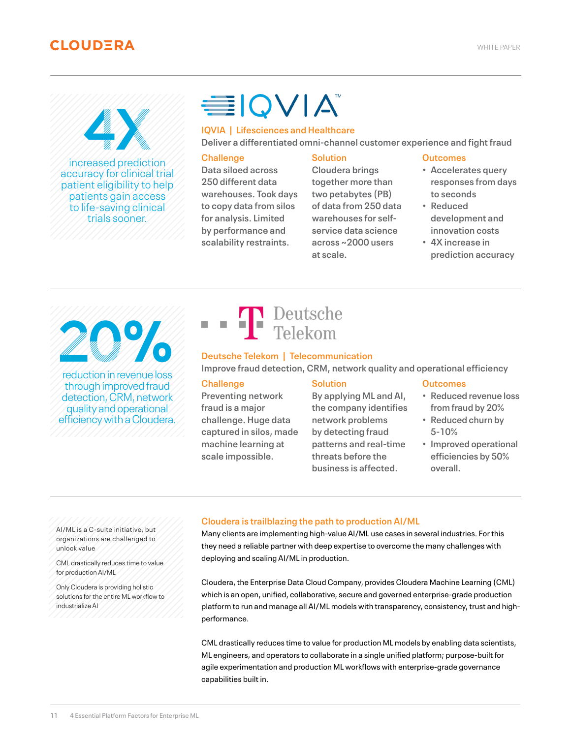**4X**

increased prediction accuracy for clinical trial patient eligibility to help patients gain access to life-saving clinical trials sooner.

## IQVIA | Lifesciences and Healthcare

Deliver a differentiated omni-channel customer experience and fight fraud

### Challenge

Data siloed across 250 different data warehouses. Took days to copy data from silos for analysis. Limited by performance and scalability restraints.

### Solution

Cloudera brings together more than two petabytes (PB) of data from 250 data warehouses for self-service data science across ~2000 users at scale.

### Outcomes

- Accelerates query responses from days to seconds
- Reduced development and innovation costs
- 4X increase in prediction accuracy

---

**20%**

reduction in revenue loss through improved fraud detection, CRM, network quality and operational efficiency with a Cloudera.

## Deutsche Telekom | Telecommunication

Improve fraud detection, CRM, network quality and operational efficiency

### Challenge

Preventing network fraud is a major challenge. Huge data captured in silos, made machine learning at scale impossible.

### Solution

By applying ML and AI, the company identifies network problems by detecting fraud patterns and real-time threats before the business is affected.

### Outcomes

- Reduced revenue loss from fraud by 20%
- Reduced churn by 5-10%
- Improved operational efficiencies by 50% overall.

---

AI/ML is a C-suite initiative, but organizations are challenged to unlock value

CML drastically reduces time to value for production AI/ML

Only Cloudera is providing holistic solutions for the entire ML workflow to industrialize AI

## Cloudera is trailblazing the path to production AI/ML

Many clients are implementing high-value AI/ML use cases in several industries. For this they need a reliable partner with deep expertise to overcome the many challenges with deploying and scaling AI/ML in production.

Cloudera, the Enterprise Data Cloud Company, provides Cloudera Machine Learning (CML) which is an open, unified, collaborative, secure and governed enterprise-grade production platform to run and manage all AI/ML models with transparency, consistency, trust and high-performance.

CML drastically reduces time to value for production ML models by enabling data scientists, ML engineers, and operators to collaborate in a single unified platform; purpose-built for agile experimentation and production ML workflows with enterprise-grade governance capabilities built in.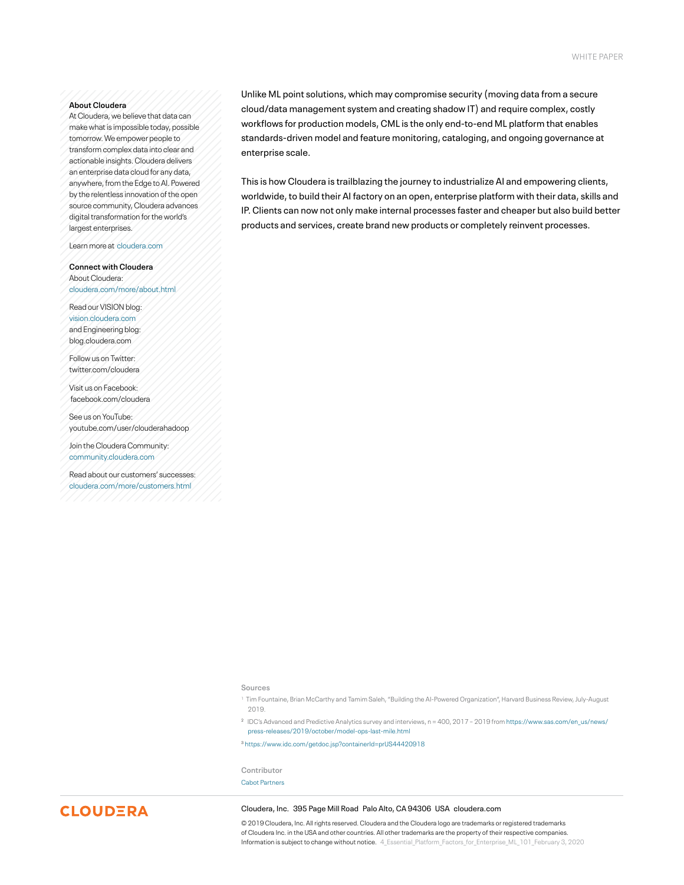Unlike ML point solutions, which may compromise security (moving data from a secure cloud/data management system and creating shadow IT) and require complex, costly workflows for production models, CML is the only end-to-end ML platform that enables standards-driven model and feature monitoring, cataloging, and ongoing governance at enterprise scale.

This is how Cloudera is trailblazing the journey to industrialize AI and empowering clients, worldwide, to build their AI factory on an open, enterprise platform with their data, skills and IP. Clients can now not only make internal processes faster and cheaper but also build better products and services, create brand new products or completely reinvent processes.

**About Cloudera**

At Cloudera, we believe that data can make what is impossible today, possible tomorrow. We empower people to transform complex data into clear and actionable insights. Cloudera delivers an enterprise data cloud for any data, anywhere, from the Edge to AI. Powered by the relentless innovation of the open source community, Cloudera advances digital transformation for the world's largest enterprises.

Learn more at cloudera.com

**Connect with Cloudera**

About Cloudera:
cloudera.com/more/about.html

Read our VISION blog:
vision.cloudera.com
and Engineering blog:
blog.cloudera.com

Follow us on Twitter:
twitter.com/cloudera

Visit us on Facebook:
facebook.com/cloudera

See us on YouTube:
youtube.com/user/clouderahadoop

Join the Cloudera Community:
community.cloudera.com

Read about our customers' successes:
cloudera.com/more/customers.html

**Sources**

[1] Tim Fountaine, Brian McCarthy and Tamim Saleh, "Building the AI-Powered Organization", Harvard Business Review, July-August 2019.

[2] IDC's Advanced and Predictive Analytics survey and interviews, n = 400, 2017 – 2019 from https://www.sas.com/en_us/news/press-releases/2019/october/model-ops-last-mile.html

[3] https://www.idc.com/getdoc.jsp?containerId=prUS44420918

**Contributor**

Cabot Partners

CLOUDERA

Cloudera, Inc. 395 Page Mill Road Palo Alto, CA 94306 USA cloudera.com

© 2019 Cloudera, Inc. All rights reserved. Cloudera and the Cloudera logo are trademarks or registered trademarks of Cloudera Inc. in the USA and other countries. All other trademarks are the property of their respective companies. Information is subject to change without notice. 4_Essential_Platform_Factors_for_Enterprise_ML_101_February 3, 2020